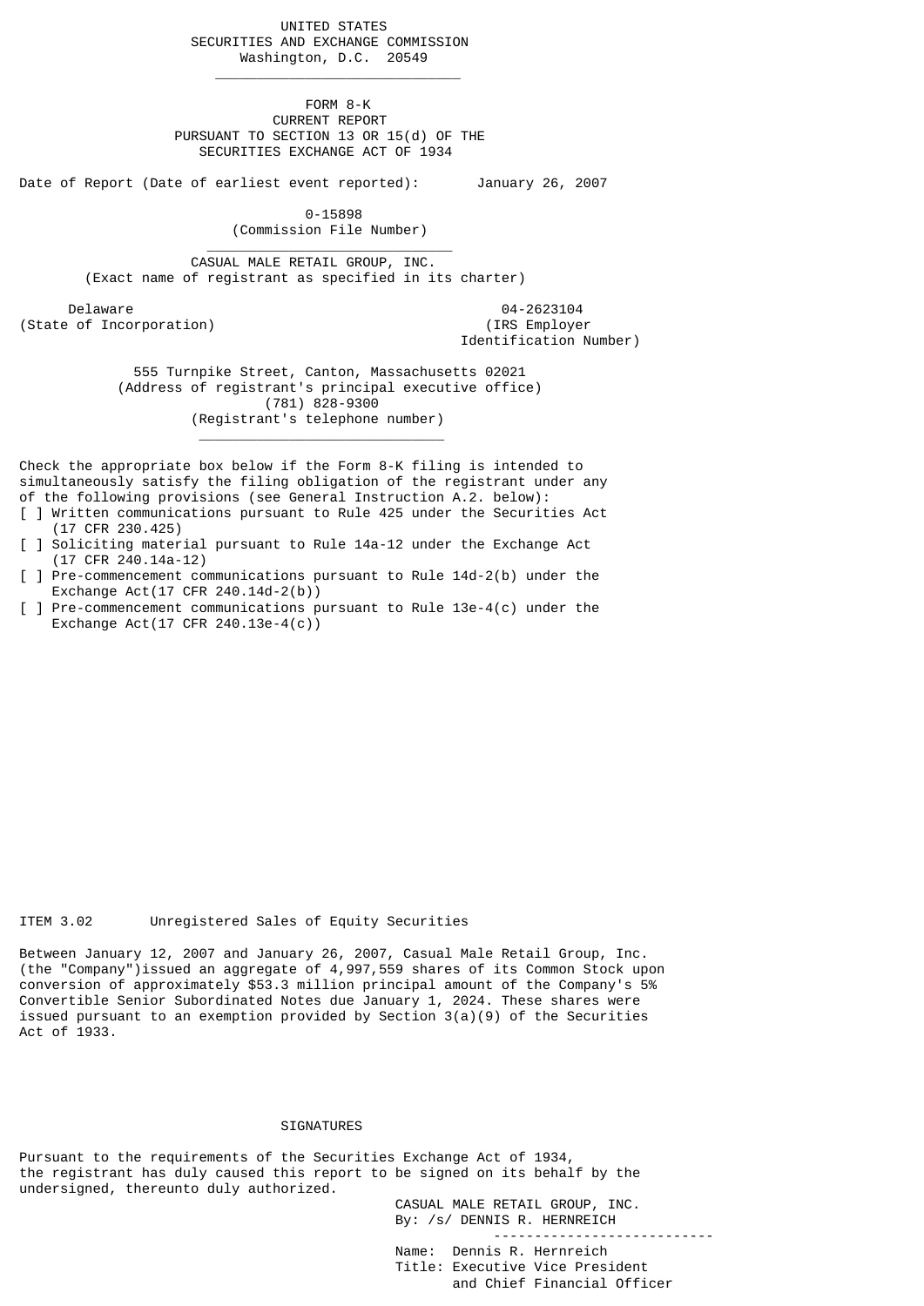UNITED STATES
SECURITIES AND EXCHANGE COMMISSION
Washington, D.C. 20549

---

# FORM 8-K
## CURRENT REPORT
PURSUANT TO SECTION 13 OR 15(d) OF THE
SECURITIES EXCHANGE ACT OF 1934

Date of Report (Date of earliest event reported): January 26, 2007

0-15898
(Commission File Number)

---

CASUAL MALE RETAIL GROUP, INC.
(Exact name of registrant as specified in its charter)

| Delaware | 04-2623104 |
|---|---|
| (State of Incorporation) | (IRS Employer Identification Number) |

555 Turnpike Street, Canton, Massachusetts 02021
(Address of registrant's principal executive office)
(781) 828-9300
(Registrant's telephone number)

---

Check the appropriate box below if the Form 8-K filing is intended to simultaneously satisfy the filing obligation of the registrant under any of the following provisions (see General Instruction A.2. below):

[ ] Written communications pursuant to Rule 425 under the Securities Act (17 CFR 230.425)

[ ] Soliciting material pursuant to Rule 14a-12 under the Exchange Act (17 CFR 240.14a-12)

[ ] Pre-commencement communications pursuant to Rule 14d-2(b) under the Exchange Act(17 CFR 240.14d-2(b))

[ ] Pre-commencement communications pursuant to Rule 13e-4(c) under the Exchange Act(17 CFR 240.13e-4(c))

ITEM 3.02 Unregistered Sales of Equity Securities

Between January 12, 2007 and January 26, 2007, Casual Male Retail Group, Inc. (the "Company")issued an aggregate of 4,997,559 shares of its Common Stock upon conversion of approximately $53.3 million principal amount of the Company's 5% Convertible Senior Subordinated Notes due January 1, 2024. These shares were issued pursuant to an exemption provided by Section 3(a)(9) of the Securities Act of 1933.

SIGNATURES

Pursuant to the requirements of the Securities Exchange Act of 1934, the registrant has duly caused this report to be signed on its behalf by the undersigned, thereunto duly authorized.

CASUAL MALE RETAIL GROUP, INC.
By: /s/ DENNIS R. HERNREICH

---

Name: Dennis R. Hernreich
Title: Executive Vice President and Chief Financial Officer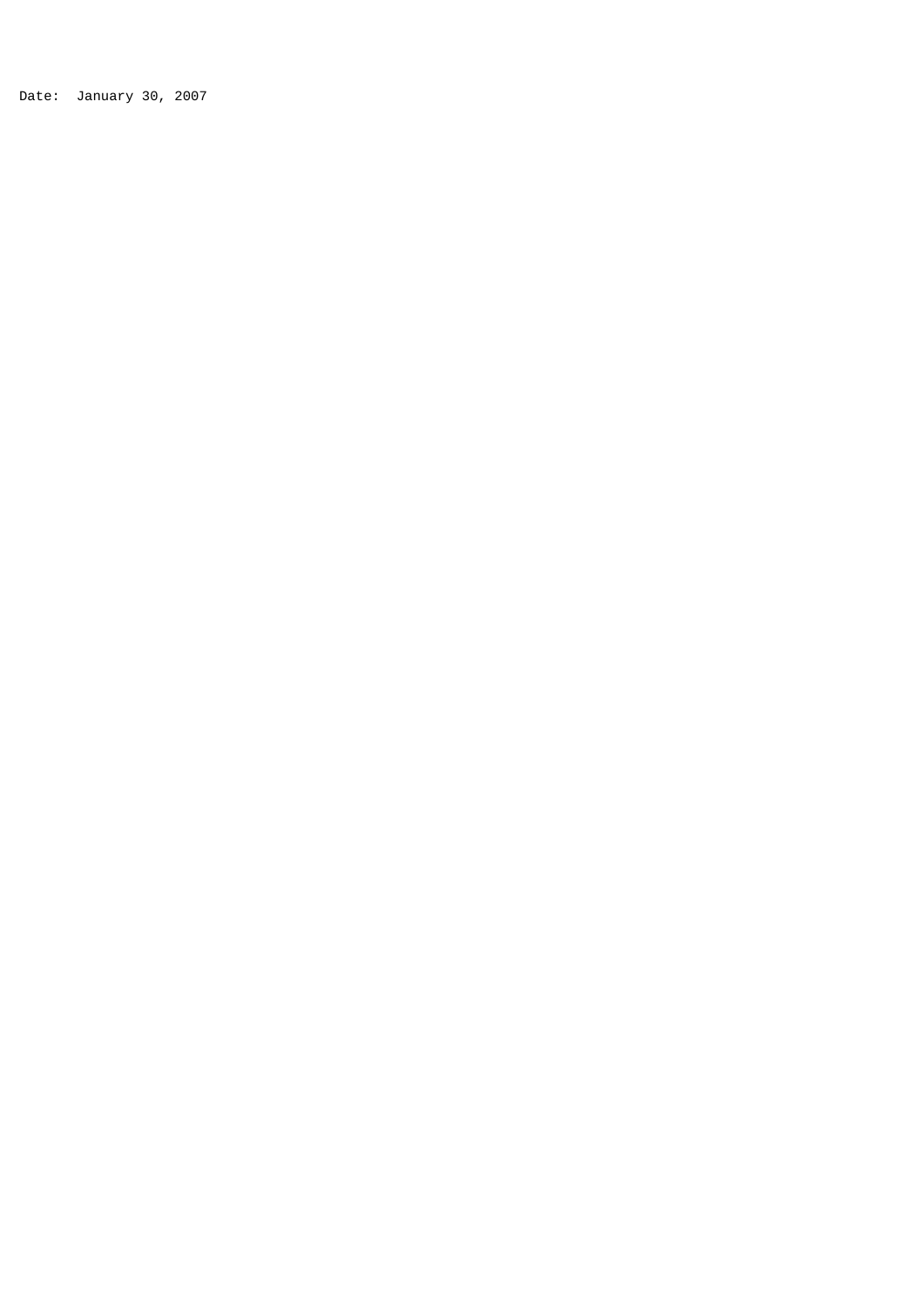Date: January 30, 2007